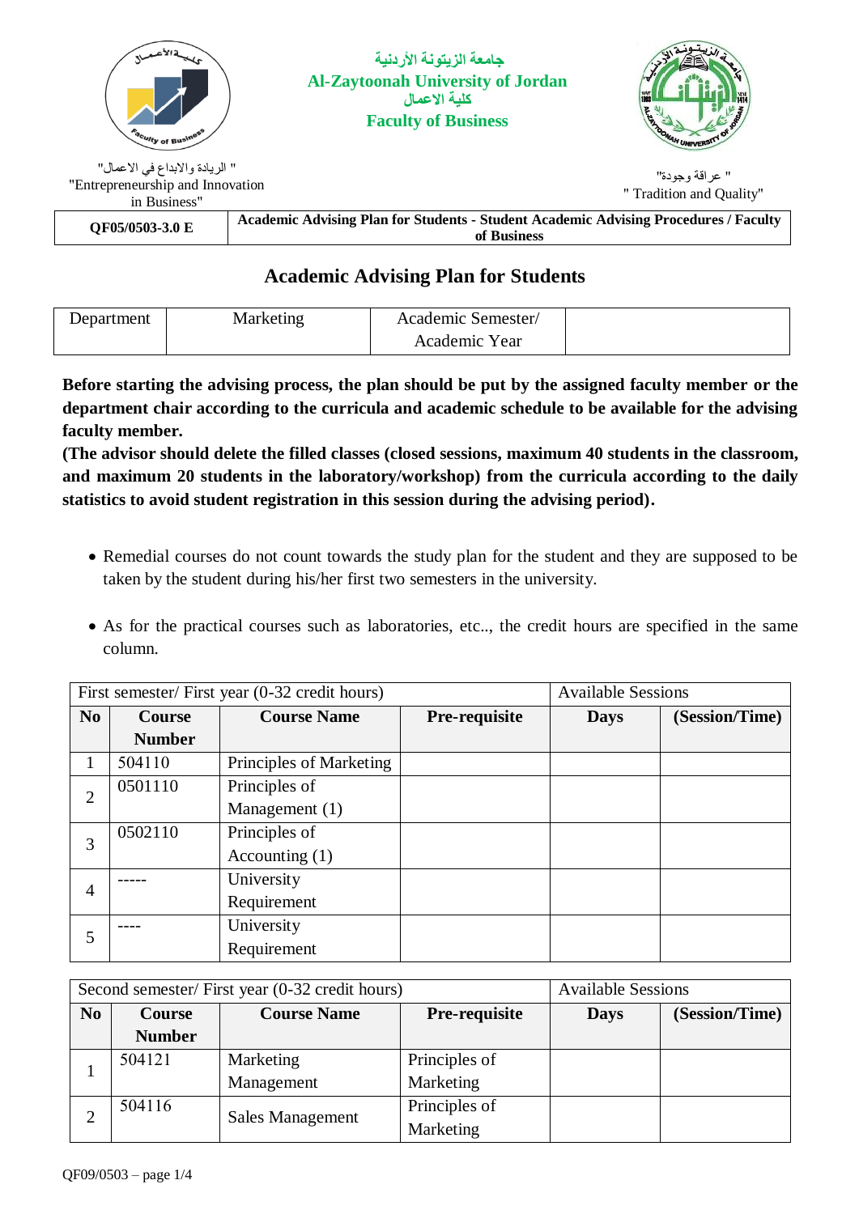جامعة الزيتونة الأردنية
**Al-Zaytoonah University of Jordan**
كلية الاعمال
**Faculty of Business**

" الريادة والابداع في الاعمال"
"Entrepreneurship and Innovation in Business"

" عراقة وجودة"
" Tradition and Quality"

| QF05/0503-3.0 E | Academic Advising Plan for Students - Student Academic Advising Procedures / Faculty of Business |
|---|---|

# Academic Advising Plan for Students

| Department | Marketing | Academic Semester/ Academic Year | |
|---|---|---|---|

**Before starting the advising process, the plan should be put by the assigned faculty member or the department chair according to the curricula and academic schedule to be available for the advising faculty member.**

**(The advisor should delete the filled classes (closed sessions, maximum 40 students in the classroom, and maximum 20 students in the laboratory/workshop) from the curricula according to the daily statistics to avoid student registration in this session during the advising period).**

- Remedial courses do not count towards the study plan for the student and they are supposed to be taken by the student during his/her first two semesters in the university.
- As for the practical courses such as laboratories, etc.., the credit hours are specified in the same column.

| First semester/ First year (0-32 credit hours) | | | | Available Sessions | |
|---|---|---|---|---|---|
| **No** | **Course Number** | **Course Name** | **Pre-requisite** | **Days** | **(Session/Time)** |
| 1 | 504110 | Principles of Marketing | | | |
| 2 | 0501110 | Principles of Management (1) | | | |
| 3 | 0502110 | Principles of Accounting (1) | | | |
| 4 | ----- | University Requirement | | | |
| 5 | ---- | University Requirement | | | |

| Second semester/ First year (0-32 credit hours) | | | | Available Sessions | |
|---|---|---|---|---|---|
| **No** | **Course Number** | **Course Name** | **Pre-requisite** | **Days** | **(Session/Time)** |
| 1 | 504121 | Marketing Management | Principles of Marketing | | |
| 2 | 504116 | Sales Management | Principles of Marketing | | |

QF09/0503 – page 1/4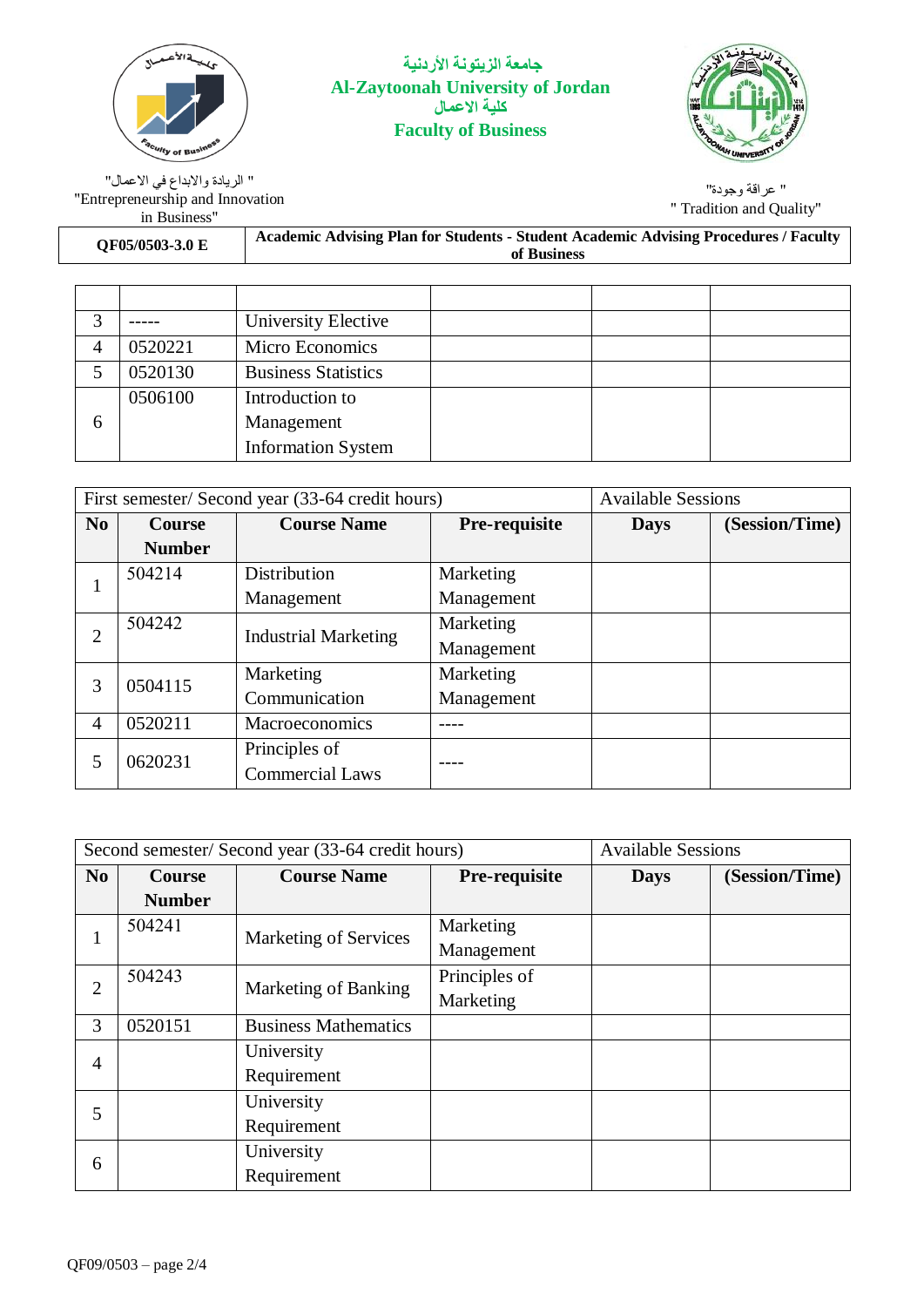| | | | | | |
|---|---|---|---|---|---|
| 3 | ----- | University Elective | | | |
| 4 | 0520221 | Micro Economics | | | |
| 5 | 0520130 | Business Statistics | | | |
| 6 | 0506100 | Introduction to Management Information System | | | |

| First semester/ Second year (33-64 credit hours) | | | | Available Sessions | |
|---|---|---|---|---|---|
| **No** | **Course Number** | **Course Name** | **Pre-requisite** | **Days** | **(Session/Time)** |
| 1 | 504214 | Distribution Management | Marketing Management | | |
| 2 | 504242 | Industrial Marketing | Marketing Management | | |
| 3 | 0504115 | Marketing Communication | Marketing Management | | |
| 4 | 0520211 | Macroeconomics | ---- | | |
| 5 | 0620231 | Principles of Commercial Laws | ---- | | |

| Second semester/ Second year (33-64 credit hours) | | | | Available Sessions | |
|---|---|---|---|---|---|
| **No** | **Course Number** | **Course Name** | **Pre-requisite** | **Days** | **(Session/Time)** |
| 1 | 504241 | Marketing of Services | Marketing Management | | |
| 2 | 504243 | Marketing of Banking | Principles of Marketing | | |
| 3 | 0520151 | Business Mathematics | | | |
| 4 | | University Requirement | | | |
| 5 | | University Requirement | | | |
| 6 | | University Requirement | | | |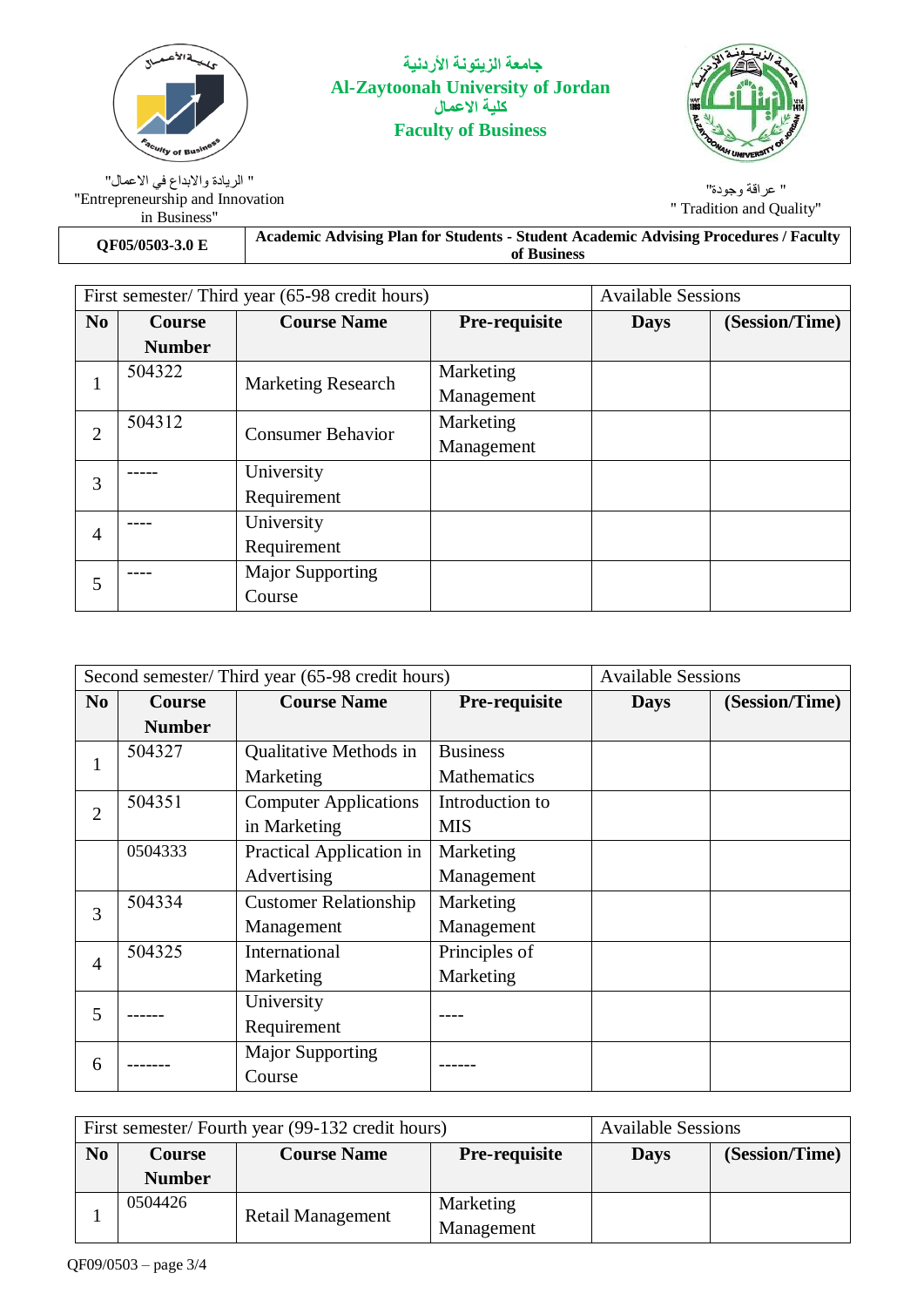جامعة الزيتونة الأردنية
**Al-Zaytoonah University of Jordan**
كلية الاعمال
**Faculty of Business**

" الريادة والابداع في الاعمال"
"Entrepreneurship and Innovation in Business"

" عراقة وجودة"
" Tradition and Quality"

| QF05/0503-3.0 E | Academic Advising Plan for Students - Student Academic Advising Procedures / Faculty of Business |
|---|---|

| First semester/ Third year (65-98 credit hours) | | | | Available Sessions | |
|---|---|---|---|---|---|
| **No** | **Course Number** | **Course Name** | **Pre-requisite** | **Days** | **(Session/Time)** |
| 1 | 504322 | Marketing Research | Marketing Management | | |
| 2 | 504312 | Consumer Behavior | Marketing Management | | |
| 3 | ----- | University Requirement | | | |
| 4 | ---- | University Requirement | | | |
| 5 | ---- | Major Supporting Course | | | |

| Second semester/ Third year (65-98 credit hours) | | | | Available Sessions | |
|---|---|---|---|---|---|
| **No** | **Course Number** | **Course Name** | **Pre-requisite** | **Days** | **(Session/Time)** |
| 1 | 504327 | Qualitative Methods in Marketing | Business Mathematics | | |
| 2 | 504351 | Computer Applications in Marketing | Introduction to MIS | | |
| | 0504333 | Practical Application in Advertising | Marketing Management | | |
| 3 | 504334 | Customer Relationship Management | Marketing Management | | |
| 4 | 504325 | International Marketing | Principles of Marketing | | |
| 5 | ------ | University Requirement | ---- | | |
| 6 | ------- | Major Supporting Course | ------ | | |

| First semester/ Fourth year (99-132 credit hours) | | | | Available Sessions | |
|---|---|---|---|---|---|
| **No** | **Course Number** | **Course Name** | **Pre-requisite** | **Days** | **(Session/Time)** |
| 1 | 0504426 | Retail Management | Marketing Management | | |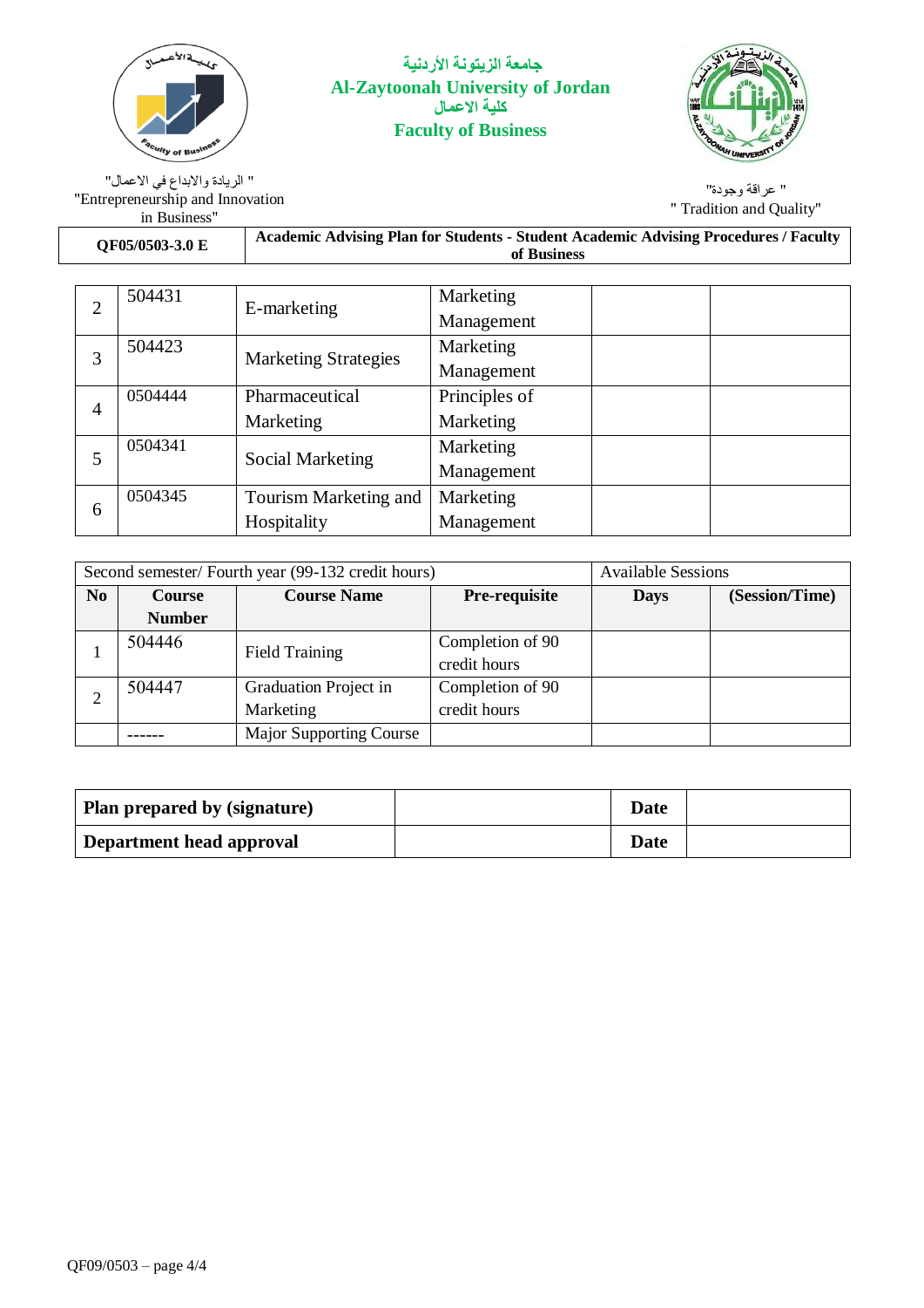| | | | | | |
|---|---|---|---|---|---|
| 2 | 504431 | E-marketing | Marketing Management | | |
| 3 | 504423 | Marketing Strategies | Marketing Management | | |
| 4 | 0504444 | Pharmaceutical Marketing | Principles of Marketing | | |
| 5 | 0504341 | Social Marketing | Marketing Management | | |
| 6 | 0504345 | Tourism Marketing and Hospitality | Marketing Management | | |

| Second semester/ Fourth year (99-132 credit hours) | | | | Available Sessions | |
|---|---|---|---|---|---|
| **No** | **Course Number** | **Course Name** | **Pre-requisite** | **Days** | **(Session/Time)** |
| 1 | 504446 | Field Training | Completion of 90 credit hours | | |
| 2 | 504447 | Graduation Project in Marketing | Completion of 90 credit hours | | |
| | ------ | Major Supporting Course | | | |

| | | | |
|---|---|---|---|
| **Plan prepared by (signature)** | | **Date** | |
| **Department head approval** | | **Date** | |